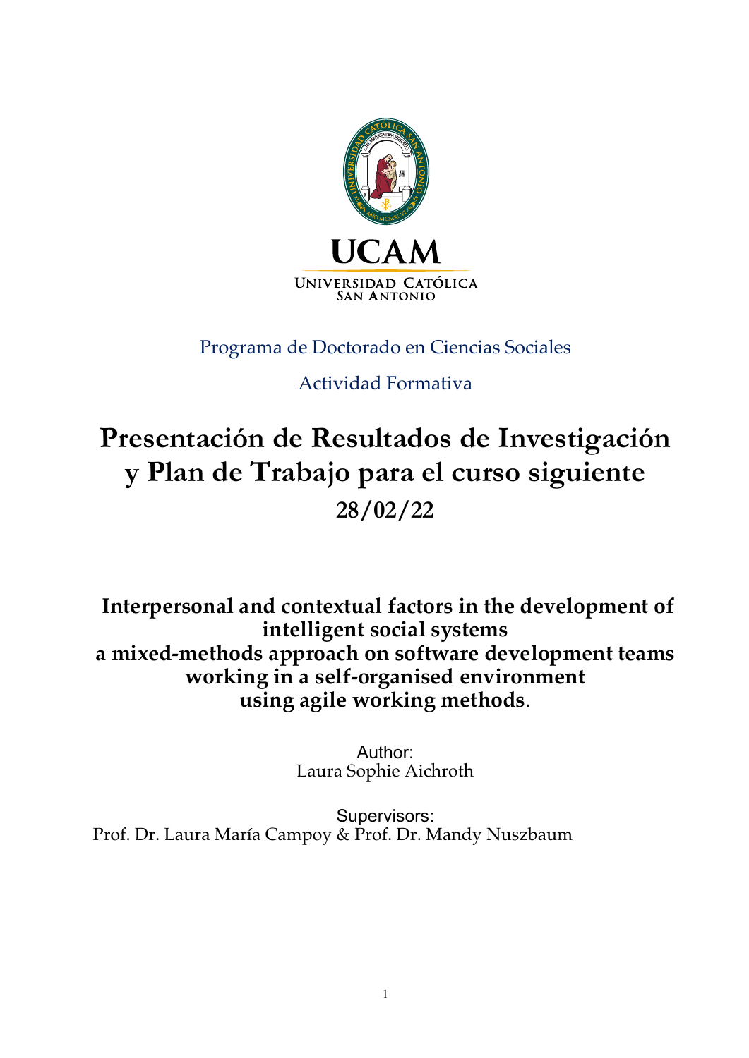UCAM

UNIVERSIDAD CATÓLICA
SAN ANTONIO

Programa de Doctorado en Ciencias Sociales

Actividad Formativa

# Presentación de Resultados de Investigación y Plan de Trabajo para el curso siguiente

## 28/02/22

**Interpersonal and contextual factors in the development of intelligent social systems**
**a mixed-methods approach on software development teams working in a self-organised environment using agile working methods**.

Author:
Laura Sophie Aichroth

Supervisors:
Prof. Dr. Laura María Campoy & Prof. Dr. Mandy Nuszbaum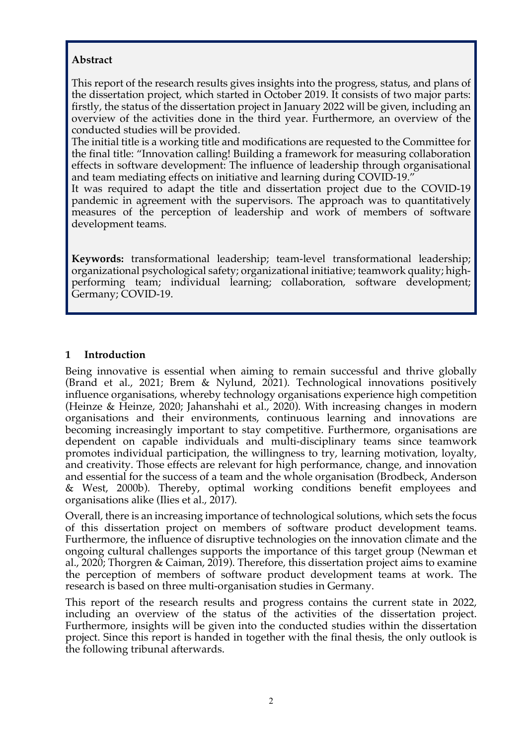**Abstract**

This report of the research results gives insights into the progress, status, and plans of the dissertation project, which started in October 2019. It consists of two major parts: firstly, the status of the dissertation project in January 2022 will be given, including an overview of the activities done in the third year. Furthermore, an overview of the conducted studies will be provided.

The initial title is a working title and modifications are requested to the Committee for the final title: "Innovation calling! Building a framework for measuring collaboration effects in software development: The influence of leadership through organisational and team mediating effects on initiative and learning during COVID-19."

It was required to adapt the title and dissertation project due to the COVID-19 pandemic in agreement with the supervisors. The approach was to quantitatively measures of the perception of leadership and work of members of software development teams.

**Keywords:** transformational leadership; team-level transformational leadership; organizational psychological safety; organizational initiative; teamwork quality; high-performing team; individual learning; collaboration, software development; Germany; COVID-19.

## 1 Introduction

Being innovative is essential when aiming to remain successful and thrive globally (Brand et al., 2021; Brem & Nylund, 2021). Technological innovations positively influence organisations, whereby technology organisations experience high competition (Heinze & Heinze, 2020; Jahanshahi et al., 2020). With increasing changes in modern organisations and their environments, continuous learning and innovations are becoming increasingly important to stay competitive. Furthermore, organisations are dependent on capable individuals and multi-disciplinary teams since teamwork promotes individual participation, the willingness to try, learning motivation, loyalty, and creativity. Those effects are relevant for high performance, change, and innovation and essential for the success of a team and the whole organisation (Brodbeck, Anderson & West, 2000b). Thereby, optimal working conditions benefit employees and organisations alike (Ilies et al., 2017).

Overall, there is an increasing importance of technological solutions, which sets the focus of this dissertation project on members of software product development teams. Furthermore, the influence of disruptive technologies on the innovation climate and the ongoing cultural challenges supports the importance of this target group (Newman et al., 2020; Thorgren & Caiman, 2019). Therefore, this dissertation project aims to examine the perception of members of software product development teams at work. The research is based on three multi-organisation studies in Germany.

This report of the research results and progress contains the current state in 2022, including an overview of the status of the activities of the dissertation project. Furthermore, insights will be given into the conducted studies within the dissertation project. Since this report is handed in together with the final thesis, the only outlook is the following tribunal afterwards.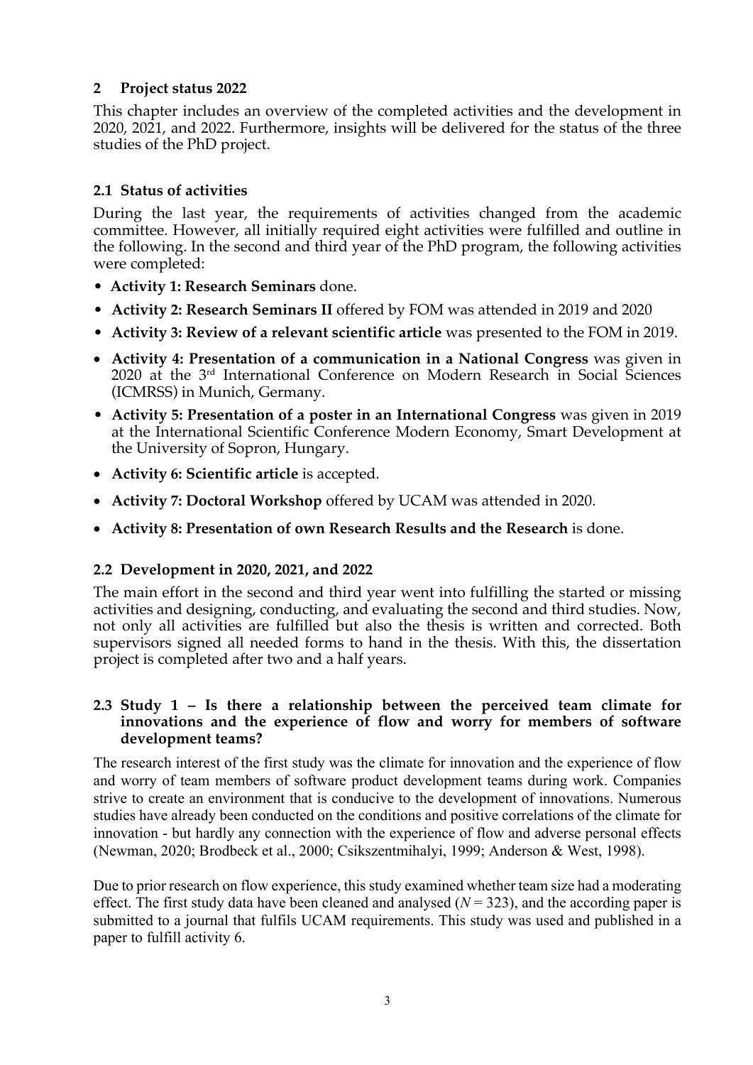## 2 Project status 2022

This chapter includes an overview of the completed activities and the development in 2020, 2021, and 2022. Furthermore, insights will be delivered for the status of the three studies of the PhD project.

### 2.1 Status of activities

During the last year, the requirements of activities changed from the academic committee. However, all initially required eight activities were fulfilled and outline in the following. In the second and third year of the PhD program, the following activities were completed:

- **Activity 1: Research Seminars** done.
- **Activity 2: Research Seminars II** offered by FOM was attended in 2019 and 2020
- **Activity 3: Review of a relevant scientific article** was presented to the FOM in 2019.
- **Activity 4: Presentation of a communication in a National Congress** was given in 2020 at the 3rd International Conference on Modern Research in Social Sciences (ICMRSS) in Munich, Germany.
- **Activity 5: Presentation of a poster in an International Congress** was given in 2019 at the International Scientific Conference Modern Economy, Smart Development at the University of Sopron, Hungary.
- **Activity 6: Scientific article** is accepted.
- **Activity 7: Doctoral Workshop** offered by UCAM was attended in 2020.
- **Activity 8: Presentation of own Research Results and the Research** is done.

### 2.2 Development in 2020, 2021, and 2022

The main effort in the second and third year went into fulfilling the started or missing activities and designing, conducting, and evaluating the second and third studies. Now, not only all activities are fulfilled but also the thesis is written and corrected. Both supervisors signed all needed forms to hand in the thesis. With this, the dissertation project is completed after two and a half years.

### 2.3 Study 1 – Is there a relationship between the perceived team climate for innovations and the experience of flow and worry for members of software development teams?

The research interest of the first study was the climate for innovation and the experience of flow and worry of team members of software product development teams during work. Companies strive to create an environment that is conducive to the development of innovations. Numerous studies have already been conducted on the conditions and positive correlations of the climate for innovation - but hardly any connection with the experience of flow and adverse personal effects (Newman, 2020; Brodbeck et al., 2000; Csikszentmihalyi, 1999; Anderson & West, 1998).

Due to prior research on flow experience, this study examined whether team size had a moderating effect. The first study data have been cleaned and analysed ($N = 323$), and the according paper is submitted to a journal that fulfils UCAM requirements. This study was used and published in a paper to fulfill activity 6.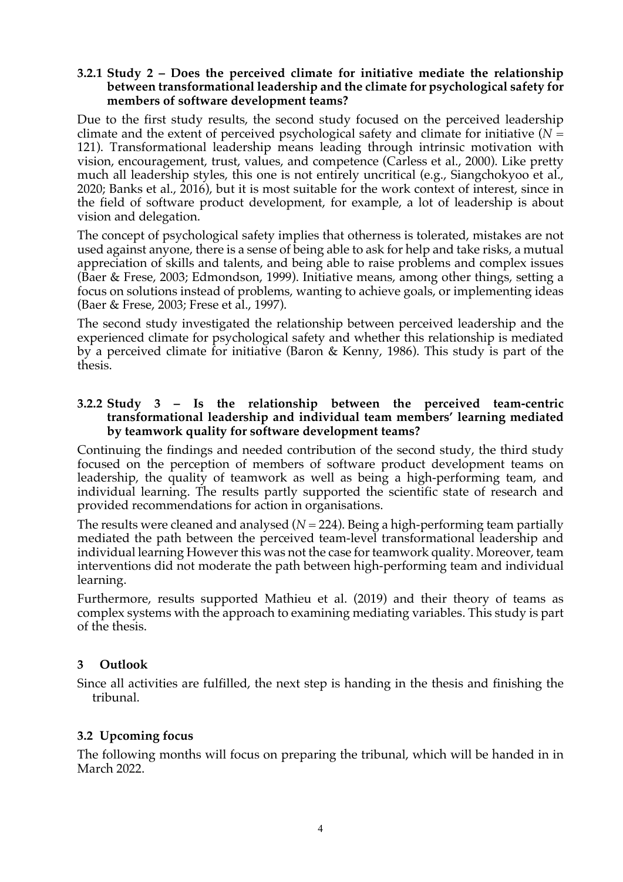#### 3.2.1 Study 2 – Does the perceived climate for initiative mediate the relationship between transformational leadership and the climate for psychological safety for members of software development teams?

Due to the first study results, the second study focused on the perceived leadership climate and the extent of perceived psychological safety and climate for initiative ($N$ = 121). Transformational leadership means leading through intrinsic motivation with vision, encouragement, trust, values, and competence (Carless et al., 2000). Like pretty much all leadership styles, this one is not entirely uncritical (e.g., Siangchokyoo et al., 2020; Banks et al., 2016), but it is most suitable for the work context of interest, since in the field of software product development, for example, a lot of leadership is about vision and delegation.

The concept of psychological safety implies that otherness is tolerated, mistakes are not used against anyone, there is a sense of being able to ask for help and take risks, a mutual appreciation of skills and talents, and being able to raise problems and complex issues (Baer & Frese, 2003; Edmondson, 1999). Initiative means, among other things, setting a focus on solutions instead of problems, wanting to achieve goals, or implementing ideas (Baer & Frese, 2003; Frese et al., 1997).

The second study investigated the relationship between perceived leadership and the experienced climate for psychological safety and whether this relationship is mediated by a perceived climate for initiative (Baron & Kenny, 1986). This study is part of the thesis.

#### 3.2.2 Study 3 – Is the relationship between the perceived team-centric transformational leadership and individual team members' learning mediated by teamwork quality for software development teams?

Continuing the findings and needed contribution of the second study, the third study focused on the perception of members of software product development teams on leadership, the quality of teamwork as well as being a high-performing team, and individual learning. The results partly supported the scientific state of research and provided recommendations for action in organisations.

The results were cleaned and analysed ($N$ = 224). Being a high-performing team partially mediated the path between the perceived team-level transformational leadership and individual learning However this was not the case for teamwork quality. Moreover, team interventions did not moderate the path between high-performing team and individual learning.

Furthermore, results supported Mathieu et al. (2019) and their theory of teams as complex systems with the approach to examining mediating variables. This study is part of the thesis.

## 3 Outlook

Since all activities are fulfilled, the next step is handing in the thesis and finishing the tribunal.

### 3.2 Upcoming focus

The following months will focus on preparing the tribunal, which will be handed in in March 2022.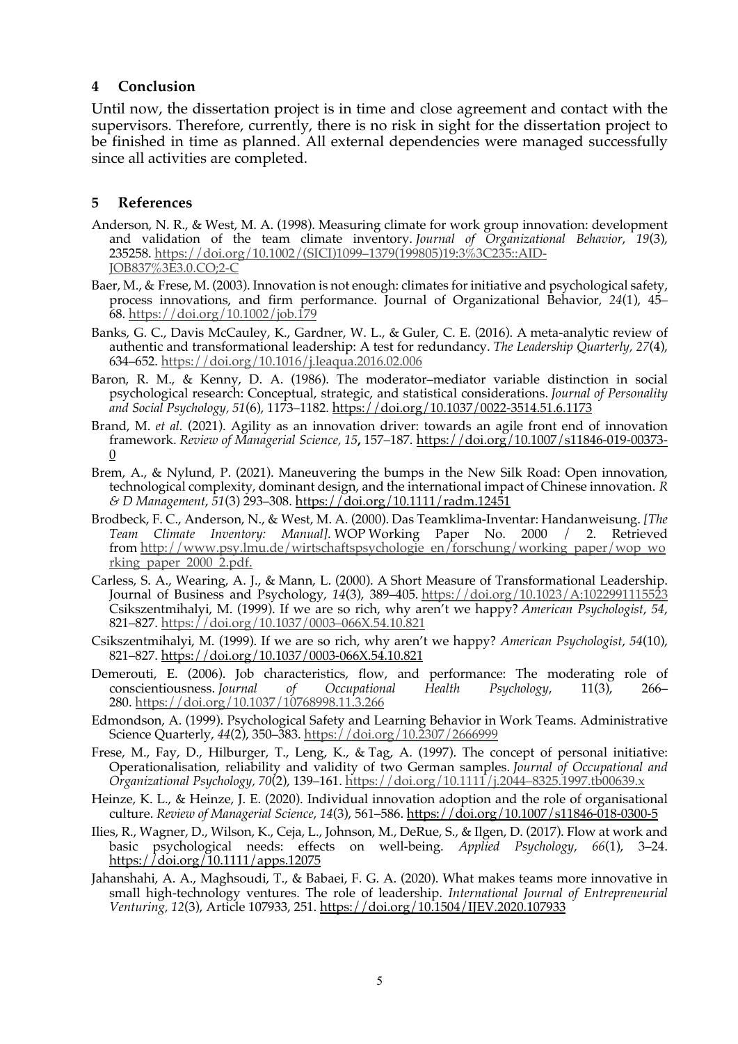## 4 Conclusion

Until now, the dissertation project is in time and close agreement and contact with the supervisors. Therefore, currently, there is no risk in sight for the dissertation project to be finished in time as planned. All external dependencies were managed successfully since all activities are completed.

## 5 References

Anderson, N. R., & West, M. A. (1998). Measuring climate for work group innovation: development and validation of the team climate inventory. *Journal of Organizational Behavior*, *19*(3), 235258. https://doi.org/10.1002/(SICI)1099–1379(199805)19:3%3C235::AID-JOB837%3E3.0.CO;2-C

Baer, M., & Frese, M. (2003). Innovation is not enough: climates for initiative and psychological safety, process innovations, and firm performance. Journal of Organizational Behavior, *24*(1), 45–68. https://doi.org/10.1002/job.179

Banks, G. C., Davis McCauley, K., Gardner, W. L., & Guler, C. E. (2016). A meta-analytic review of authentic and transformational leadership: A test for redundancy. *The Leadership Quarterly*, *27*(4), 634–652. https://doi.org/10.1016/j.leaqua.2016.02.006

Baron, R. M., & Kenny, D. A. (1986). The moderator–mediator variable distinction in social psychological research: Conceptual, strategic, and statistical considerations. *Journal of Personality and Social Psychology*, *51*(6), 1173–1182. https://doi.org/10.1037/0022-3514.51.6.1173

Brand, M. *et al*. (2021). Agility as an innovation driver: towards an agile front end of innovation framework. *Review of Managerial Science*, *15*, 157–187. https://doi.org/10.1007/s11846-019-00373-0

Brem, A., & Nylund, P. (2021). Maneuvering the bumps in the New Silk Road: Open innovation, technological complexity, dominant design, and the international impact of Chinese innovation. *R & D Management*, *51*(3) 293–308. https://doi.org/10.1111/radm.12451

Brodbeck, F. C., Anderson, N., & West, M. A. (2000). Das Teamklima-Inventar: Handanweisung. *[The Team Climate Inventory: Manual]*. WOP Working Paper No. 2000 / 2. Retrieved from http://www.psy.lmu.de/wirtschaftspsychologie_en/forschung/working_paper/wop_working_paper_2000_2.pdf.

Carless, S. A., Wearing, A. J., & Mann, L. (2000). A Short Measure of Transformational Leadership. Journal of Business and Psychology, *14*(3), 389–405. https://doi.org/10.1023/A:1022991115523 Csikszentmihalyi, M. (1999). If we are so rich, why aren't we happy? *American Psychologist*, *54*, 821–827. https://doi.org/10.1037/0003–066X.54.10.821

Csikszentmihalyi, M. (1999). If we are so rich, why aren't we happy? *American Psychologist*, *54*(10), 821–827. https://doi.org/10.1037/0003-066X.54.10.821

Demerouti, E. (2006). Job characteristics, flow, and performance: The moderating role of conscientiousness. *Journal of Occupational Health Psychology*, 11(3), 266–280. https://doi.org/10.1037/10768998.11.3.266

Edmondson, A. (1999). Psychological Safety and Learning Behavior in Work Teams. Administrative Science Quarterly, *44*(2), 350–383. https://doi.org/10.2307/2666999

Frese, M., Fay, D., Hilburger, T., Leng, K., & Tag, A. (1997). The concept of personal initiative: Operationalisation, reliability and validity of two German samples. *Journal of Occupational and Organizational Psychology*, *70*(2), 139–161. https://doi.org/10.1111/j.2044–8325.1997.tb00639.x

Heinze, K. L., & Heinze, J. E. (2020). Individual innovation adoption and the role of organisational culture. *Review of Managerial Science*, *14*(3), 561–586. https://doi.org/10.1007/s11846-018-0300-5

Ilies, R., Wagner, D., Wilson, K., Ceja, L., Johnson, M., DeRue, S., & Ilgen, D. (2017). Flow at work and basic psychological needs: effects on well-being. *Applied Psychology*, *66*(1), 3–24. https://doi.org/10.1111/apps.12075

Jahanshahi, A. A., Maghsoudi, T., & Babaei, F. G. A. (2020). What makes teams more innovative in small high-technology ventures. The role of leadership. *International Journal of Entrepreneurial Venturing*, *12*(3), Article 107933, 251. https://doi.org/10.1504/IJEV.2020.107933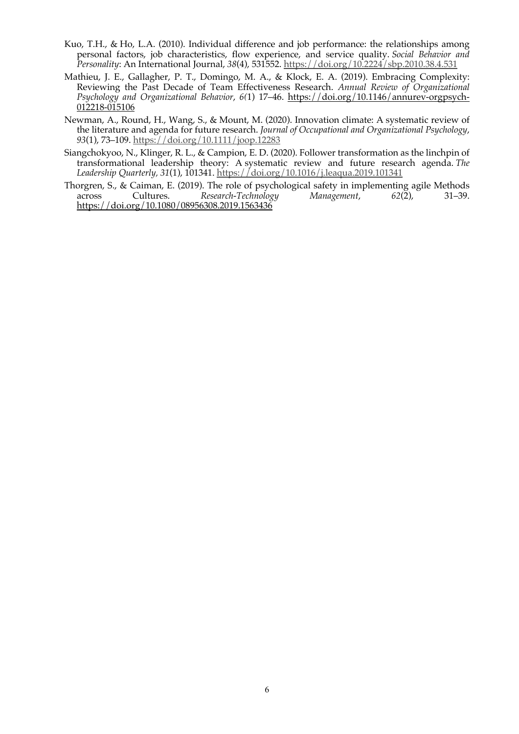Kuo, T.H., & Ho, L.A. (2010). Individual difference and job performance: the relationships among personal factors, job characteristics, flow experience, and service quality. *Social Behavior and Personality*: An International Journal, *38*(4), 531552. https://doi.org/10.2224/sbp.2010.38.4.531

Mathieu, J. E., Gallagher, P. T., Domingo, M. A., & Klock, E. A. (2019). Embracing Complexity: Reviewing the Past Decade of Team Effectiveness Research. *Annual Review of Organizational Psychology and Organizational Behavior*, *6(*1) 17–46. https://doi.org/10.1146/annurev-orgpsych-012218-015106

Newman, A., Round, H., Wang, S., & Mount, M. (2020). Innovation climate: A systematic review of the literature and agenda for future research. *Journal of Occupational and Organizational Psychology*, *93*(1), 73–109. https://doi.org/10.1111/joop.12283

Siangchokyoo, N., Klinger, R. L., & Campion, E. D. (2020). Follower transformation as the linchpin of transformational leadership theory: A systematic review and future research agenda. *The Leadership Quarterly*, *31*(1), 101341. https://doi.org/10.1016/j.leaqua.2019.101341

Thorgren, S., & Caiman, E. (2019). The role of psychological safety in implementing agile Methods across Cultures. *Research-Technology Management*, *62*(2), 31–39. https://doi.org/10.1080/08956308.2019.1563436